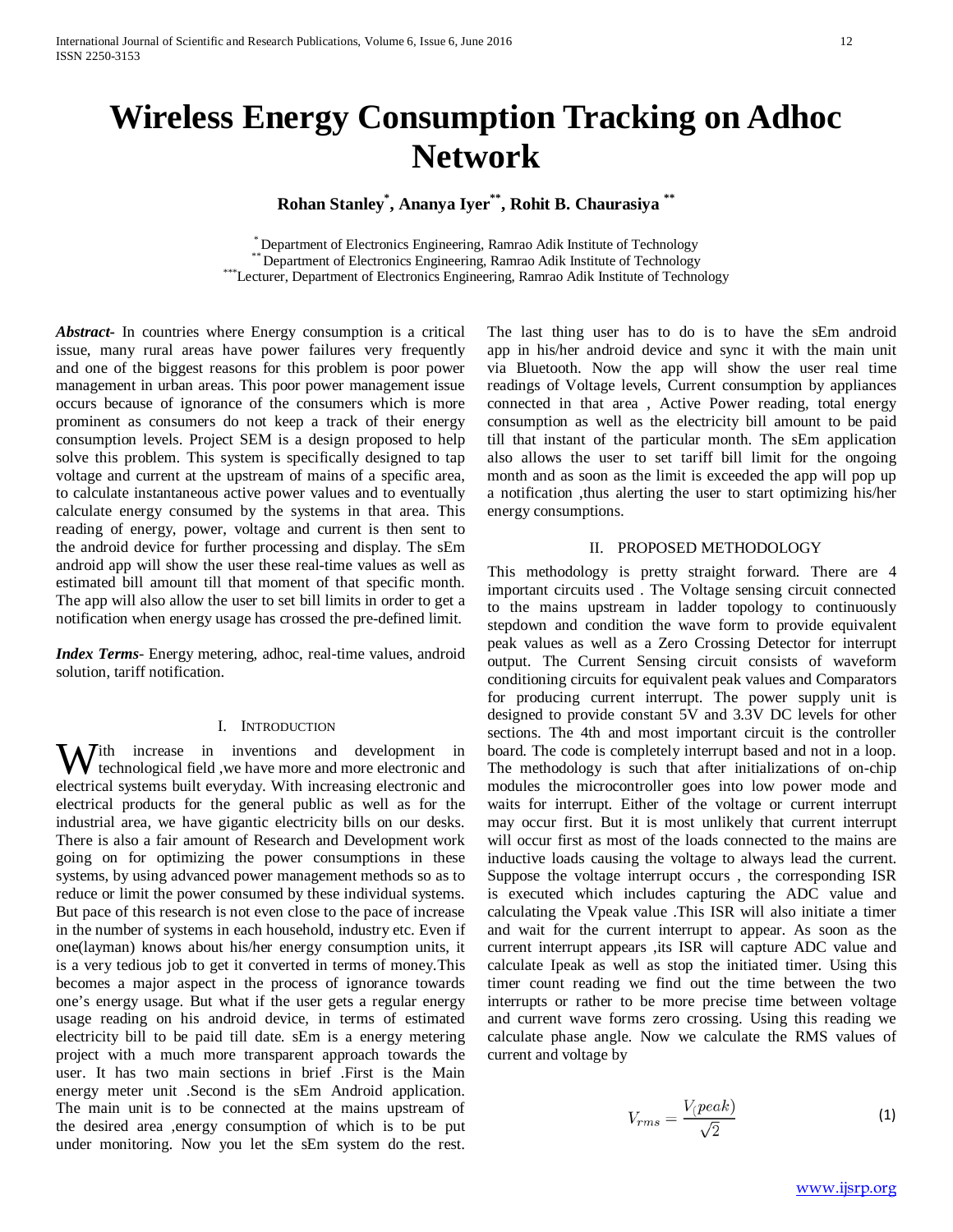# Wireless Energy Consumption Tracking on Adhoc Network

**Rohan Stanley[*], Ananya Iyer[**], Rohit B. Chaurasiya [**]**

[*] Department of Electronics Engineering, Ramrao Adik Institute of Technology
[**] Department of Electronics Engineering, Ramrao Adik Institute of Technology
[***] Lecturer, Department of Electronics Engineering, Ramrao Adik Institute of Technology

***Abstract***- In countries where Energy consumption is a critical issue, many rural areas have power failures very frequently and one of the biggest reasons for this problem is poor power management in urban areas. This poor power management issue occurs because of ignorance of the consumers which is more prominent as consumers do not keep a track of their energy consumption levels. Project SEM is a design proposed to help solve this problem. This system is specifically designed to tap voltage and current at the upstream of mains of a specific area, to calculate instantaneous active power values and to eventually calculate energy consumed by the systems in that area. This reading of energy, power, voltage and current is then sent to the android device for further processing and display. The sEm android app will show the user these real-time values as well as estimated bill amount till that moment of that specific month. The app will also allow the user to set bill limits in order to get a notification when energy usage has crossed the pre-defined limit.

***Index Terms***- Energy metering, adhoc, real-time values, android solution, tariff notification.

## I. Introduction

With increase in inventions and development in technological field ,we have more and more electronic and electrical systems built everyday. With increasing electronic and electrical products for the general public as well as for the industrial area, we have gigantic electricity bills on our desks. There is also a fair amount of Research and Development work going on for optimizing the power consumptions in these systems, by using advanced power management methods so as to reduce or limit the power consumed by these individual systems. But pace of this research is not even close to the pace of increase in the number of systems in each household, industry etc. Even if one(layman) knows about his/her energy consumption units, it is a very tedious job to get it converted in terms of money.This becomes a major aspect in the process of ignorance towards one's energy usage. But what if the user gets a regular energy usage reading on his android device, in terms of estimated electricity bill to be paid till date. sEm is a energy metering project with a much more transparent approach towards the user. It has two main sections in brief .First is the Main energy meter unit .Second is the sEm Android application. The main unit is to be connected at the mains upstream of the desired area ,energy consumption of which is to be put under monitoring. Now you let the sEm system do the rest. The last thing user has to do is to have the sEm android app in his/her android device and sync it with the main unit via Bluetooth. Now the app will show the user real time readings of Voltage levels, Current consumption by appliances connected in that area , Active Power reading, total energy consumption as well as the electricity bill amount to be paid till that instant of the particular month. The sEm application also allows the user to set tariff bill limit for the ongoing month and as soon as the limit is exceeded the app will pop up a notification ,thus alerting the user to start optimizing his/her energy consumptions.

## II. Proposed Methodology

This methodology is pretty straight forward. There are 4 important circuits used . The Voltage sensing circuit connected to the mains upstream in ladder topology to continuously stepdown and condition the wave form to provide equivalent peak values as well as a Zero Crossing Detector for interrupt output. The Current Sensing circuit consists of waveform conditioning circuits for equivalent peak values and Comparators for producing current interrupt. The power supply unit is designed to provide constant 5V and 3.3V DC levels for other sections. The 4th and most important circuit is the controller board. The code is completely interrupt based and not in a loop. The methodology is such that after initializations of on-chip modules the microcontroller goes into low power mode and waits for interrupt. Either of the voltage or current interrupt may occur first. But it is most unlikely that current interrupt will occur first as most of the loads connected to the mains are inductive loads causing the voltage to always lead the current. Suppose the voltage interrupt occurs , the corresponding ISR is executed which includes capturing the ADC value and calculating the Vpeak value .This ISR will also initiate a timer and wait for the current interrupt to appear. As soon as the current interrupt appears ,its ISR will capture ADC value and calculate Ipeak as well as stop the initiated timer. Using this timer count reading we find out the time between the two interrupts or rather to be more precise time between voltage and current wave forms zero crossing. Using this reading we calculate phase angle. Now we calculate the RMS values of current and voltage by

$$V_{rms} = \frac{V_(peak)}{\sqrt{2}} \tag{1}$$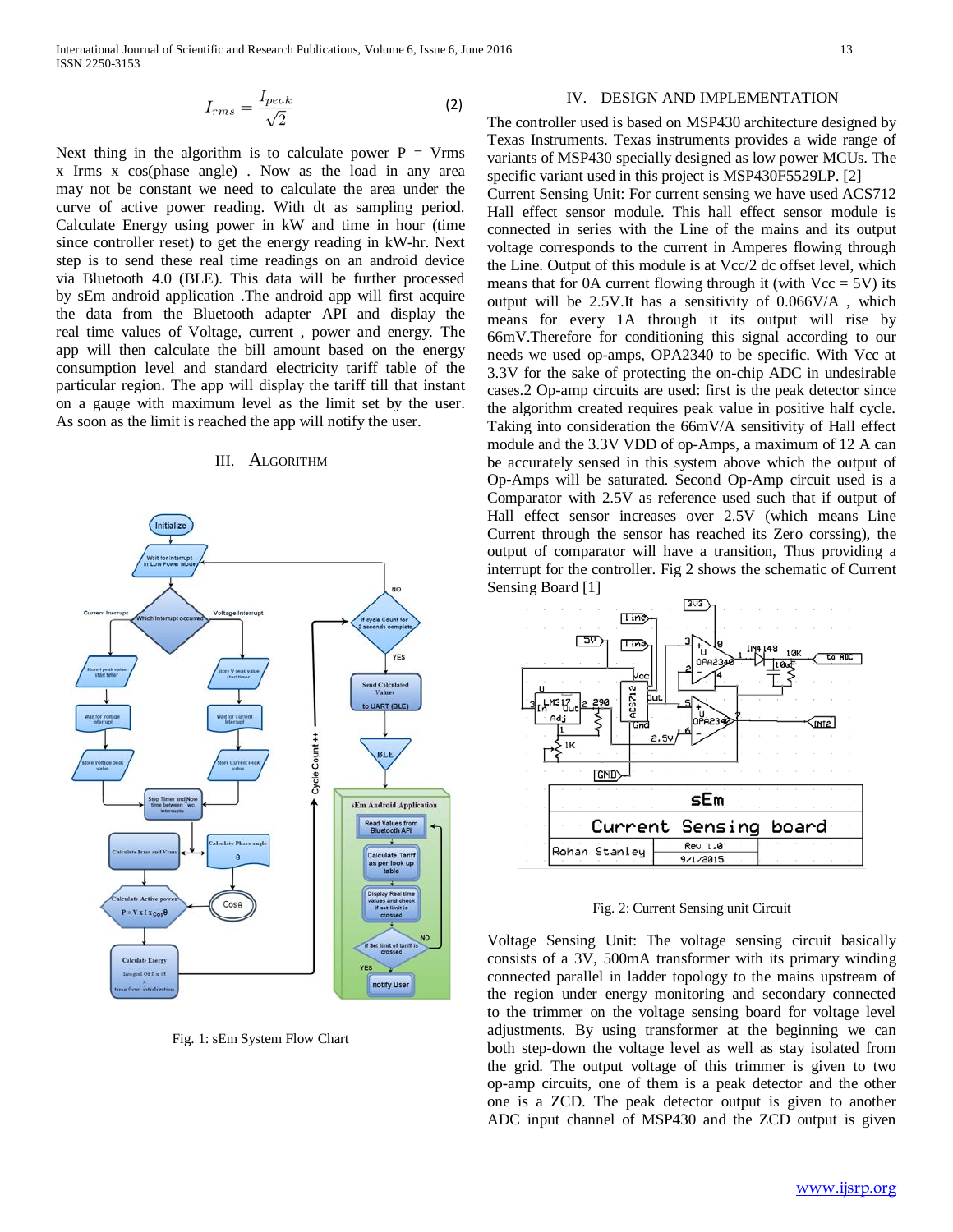$$I_{rms} = \frac{I_{peak}}{\sqrt{2}} \quad (2)$$

Next thing in the algorithm is to calculate power P = Vrms x Irms x cos(phase angle) . Now as the load in any area may not be constant we need to calculate the area under the curve of active power reading. With dt as sampling period. Calculate Energy using power in kW and time in hour (time since controller reset) to get the energy reading in kW-hr. Next step is to send these real time readings on an android device via Bluetooth 4.0 (BLE). This data will be further processed by sEm android application .The android app will first acquire the data from the Bluetooth adapter API and display the real time values of Voltage, current , power and energy. The app will then calculate the bill amount based on the energy consumption level and standard electricity tariff table of the particular region. The app will display the tariff till that instant on a gauge with maximum level as the limit set by the user. As soon as the limit is reached the app will notify the user.

## III. Algorithm

Fig. 1: sEm System Flow Chart

## IV. Design and Implementation

The controller used is based on MSP430 architecture designed by Texas Instruments. Texas instruments provides a wide range of variants of MSP430 specially designed as low power MCUs. The specific variant used in this project is MSP430F5529LP. [2]

Current Sensing Unit: For current sensing we have used ACS712 Hall effect sensor module. This hall effect sensor module is connected in series with the Line of the mains and its output voltage corresponds to the current in Amperes flowing through the Line. Output of this module is at Vcc/2 dc offset level, which means that for 0A current flowing through it (with Vcc = 5V) its output will be 2.5V.It has a sensitivity of 0.066V/A , which means for every 1A through it its output will rise by 66mV.Therefore for conditioning this signal according to our needs we used op-amps, OPA2340 to be specific. With Vcc at 3.3V for the sake of protecting the on-chip ADC in undesirable cases.2 Op-amp circuits are used: first is the peak detector since the algorithm created requires peak value in positive half cycle. Taking into consideration the 66mV/A sensitivity of Hall effect module and the 3.3V VDD of op-Amps, a maximum of 12 A can be accurately sensed in this system above which the output of Op-Amps will be saturated. Second Op-Amp circuit used is a Comparator with 2.5V as reference used such that if output of Hall effect sensor increases over 2.5V (which means Line Current through the sensor has reached its Zero corssing), the output of comparator will have a transition, Thus providing a interrupt for the controller. Fig 2 shows the schematic of Current Sensing Board [1]

Fig. 2: Current Sensing unit Circuit

Voltage Sensing Unit: The voltage sensing circuit basically consists of a 3V, 500mA transformer with its primary winding connected parallel in ladder topology to the mains upstream of the region under energy monitoring and secondary connected to the trimmer on the voltage sensing board for voltage level adjustments. By using transformer at the beginning we can both step-down the voltage level as well as stay isolated from the grid. The output voltage of this trimmer is given to two op-amp circuits, one of them is a peak detector and the other one is a ZCD. The peak detector output is given to another ADC input channel of MSP430 and the ZCD output is given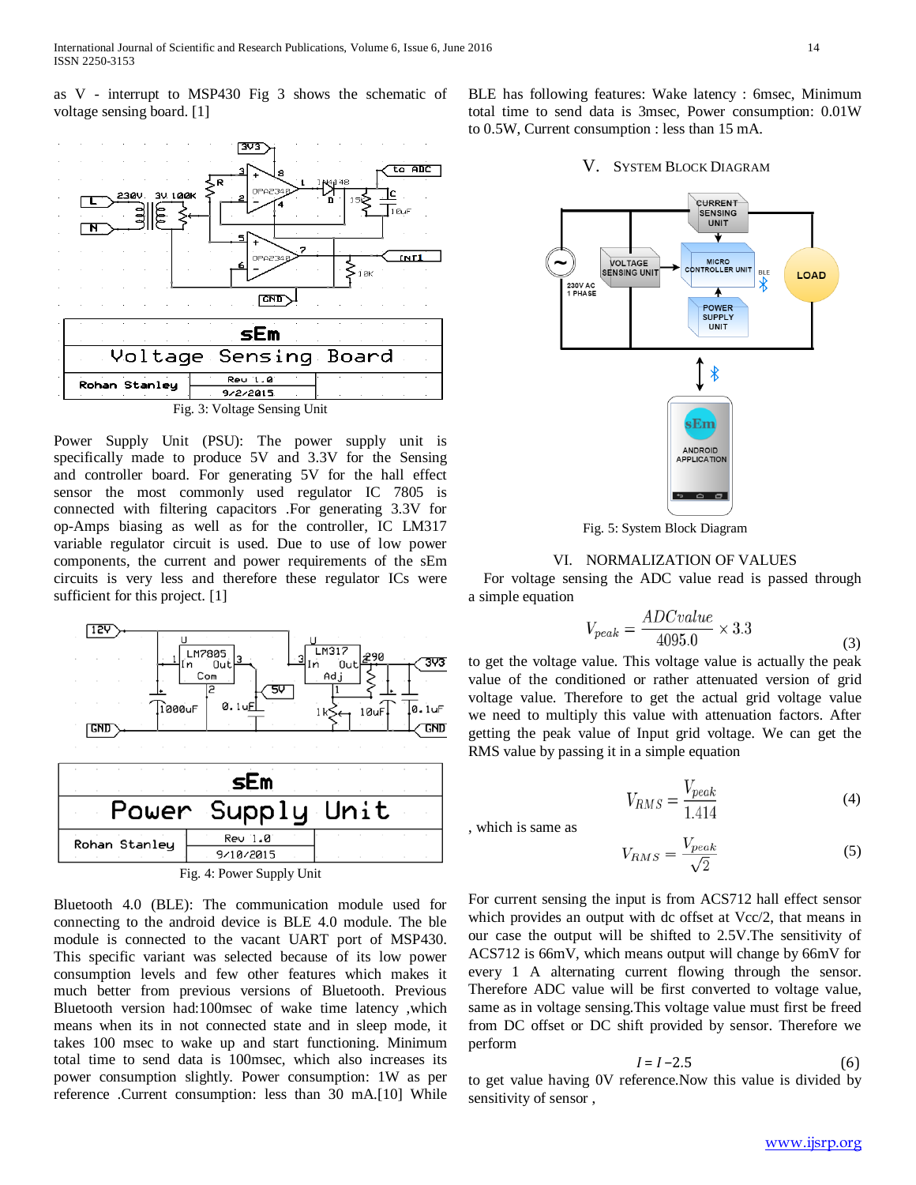as V - interrupt to MSP430 Fig 3 shows the schematic of voltage sensing board. [1]

Fig. 3: Voltage Sensing Unit

Power Supply Unit (PSU): The power supply unit is specifically made to produce 5V and 3.3V for the Sensing and controller board. For generating 5V for the hall effect sensor the most commonly used regulator IC 7805 is connected with filtering capacitors .For generating 3.3V for op-Amps biasing as well as for the controller, IC LM317 variable regulator circuit is used. Due to use of low power components, the current and power requirements of the sEm circuits is very less and therefore these regulator ICs were sufficient for this project. [1]

Fig. 4: Power Supply Unit

Bluetooth 4.0 (BLE): The communication module used for connecting to the android device is BLE 4.0 module. The ble module is connected to the vacant UART port of MSP430. This specific variant was selected because of its low power consumption levels and few other features which makes it much better from previous versions of Bluetooth. Previous Bluetooth version had:100msec of wake time latency ,which means when its in not connected state and in sleep mode, it takes 100 msec to wake up and start functioning. Minimum total time to send data is 100msec, which also increases its power consumption slightly. Power consumption: 1W as per reference .Current consumption: less than 30 mA.[10] While BLE has following features: Wake latency : 6msec, Minimum total time to send data is 3msec, Power consumption: 0.01W to 0.5W, Current consumption : less than 15 mA.

## V. System Block Diagram

Fig. 5: System Block Diagram

## VI. Normalization of Values

For voltage sensing the ADC value read is passed through a simple equation

$$V_{peak} = \frac{ADCvalue}{4095.0} \times 3.3 \qquad (3)$$

to get the voltage value. This voltage value is actually the peak value of the conditioned or rather attenuated version of grid voltage value. Therefore to get the actual grid voltage value we need to multiply this value with attenuation factors. After getting the peak value of Input grid voltage. We can get the RMS value by passing it in a simple equation

$$V_{RMS} = \frac{V_{peak}}{1.414} \qquad (4)$$

, which is same as

$$V_{RMS} = \frac{V_{peak}}{\sqrt{2}} \qquad (5)$$

For current sensing the input is from ACS712 hall effect sensor which provides an output with dc offset at Vcc/2, that means in our case the output will be shifted to 2.5V.The sensitivity of ACS712 is 66mV, which means output will change by 66mV for every 1 A alternating current flowing through the sensor. Therefore ADC value will be first converted to voltage value, same as in voltage sensing.This voltage value must first be freed from DC offset or DC shift provided by sensor. Therefore we perform

$$I = I - 2.5 \qquad (6)$$

to get value having 0V reference.Now this value is divided by sensitivity of sensor ,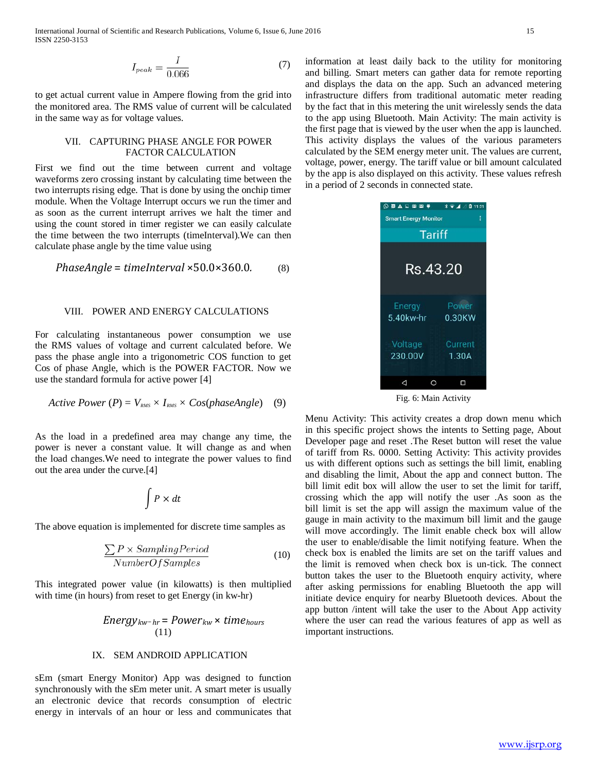$$I_{peak} = \frac{I}{0.066} \quad (7)$$

to get actual current value in Ampere flowing from the grid into the monitored area. The RMS value of current will be calculated in the same way as for voltage values.

## VII. CAPTURING PHASE ANGLE FOR POWER FACTOR CALCULATION

First we find out the time between current and voltage waveforms zero crossing instant by calculating time between the two interrupts rising edge. That is done by using the onchip timer module. When the Voltage Interrupt occurs we run the timer and as soon as the current interrupt arrives we halt the timer and using the count stored in timer register we can easily calculate the time between the two interrupts (timeInterval).We can then calculate phase angle by the time value using

$$PhaseAngle = timeInterval \times 50.0 \times 360.0. \quad (8)$$

## VIII. POWER AND ENERGY CALCULATIONS

For calculating instantaneous power consumption we use the RMS values of voltage and current calculated before. We pass the phase angle into a trigonometric COS function to get Cos of phase Angle, which is the POWER FACTOR. Now we use the standard formula for active power [4]

$$Active\ Power\ (P) = V_{RMS} \times I_{RMS} \times Cos(phaseAngle) \quad (9)$$

As the load in a predefined area may change any time, the power is never a constant value. It will change as and when the load changes.We need to integrate the power values to find out the area under the curve.[4]

$$\int P \times dt$$

The above equation is implemented for discrete time samples as

$$\frac{\sum P \times SamplingPeriod}{NumberOfSamples} \quad (10)$$

This integrated power value (in kilowatts) is then multiplied with time (in hours) from reset to get Energy (in kw-hr)

$$Energy_{kw-hr} = Power_{kw} \times time_{hours} \quad (11)$$

## IX. SEM ANDROID APPLICATION

sEm (smart Energy Monitor) App was designed to function synchronously with the sEm meter unit. A smart meter is usually an electronic device that records consumption of electric energy in intervals of an hour or less and communicates that information at least daily back to the utility for monitoring and billing. Smart meters can gather data for remote reporting and displays the data on the app. Such an advanced metering infrastructure differs from traditional automatic meter reading by the fact that in this metering the unit wirelessly sends the data to the app using Bluetooth. Main Activity: The main activity is the first page that is viewed by the user when the app is launched. This activity displays the values of the various parameters calculated by the SEM energy meter unit. The values are current, voltage, power, energy. The tariff value or bill amount calculated by the app is also displayed on this activity. These values refresh in a period of 2 seconds in connected state.

Fig. 6: Main Activity

Menu Activity: This activity creates a drop down menu which in this specific project shows the intents to Setting page, About Developer page and reset .The Reset button will reset the value of tariff from Rs. 0000. Setting Activity: This activity provides us with different options such as settings the bill limit, enabling and disabling the limit, About the app and connect button. The bill limit edit box will allow the user to set the limit for tariff, crossing which the app will notify the user .As soon as the bill limit is set the app will assign the maximum value of the gauge in main activity to the maximum bill limit and the gauge will move accordingly. The limit enable check box will allow the user to enable/disable the limit notifying feature. When the check box is enabled the limits are set on the tariff values and the limit is removed when check box is un-tick. The connect button takes the user to the Bluetooth enquiry activity, where after asking permissions for enabling Bluetooth the app will initiate device enquiry for nearby Bluetooth devices. About the app button /intent will take the user to the About App activity where the user can read the various features of app as well as important instructions.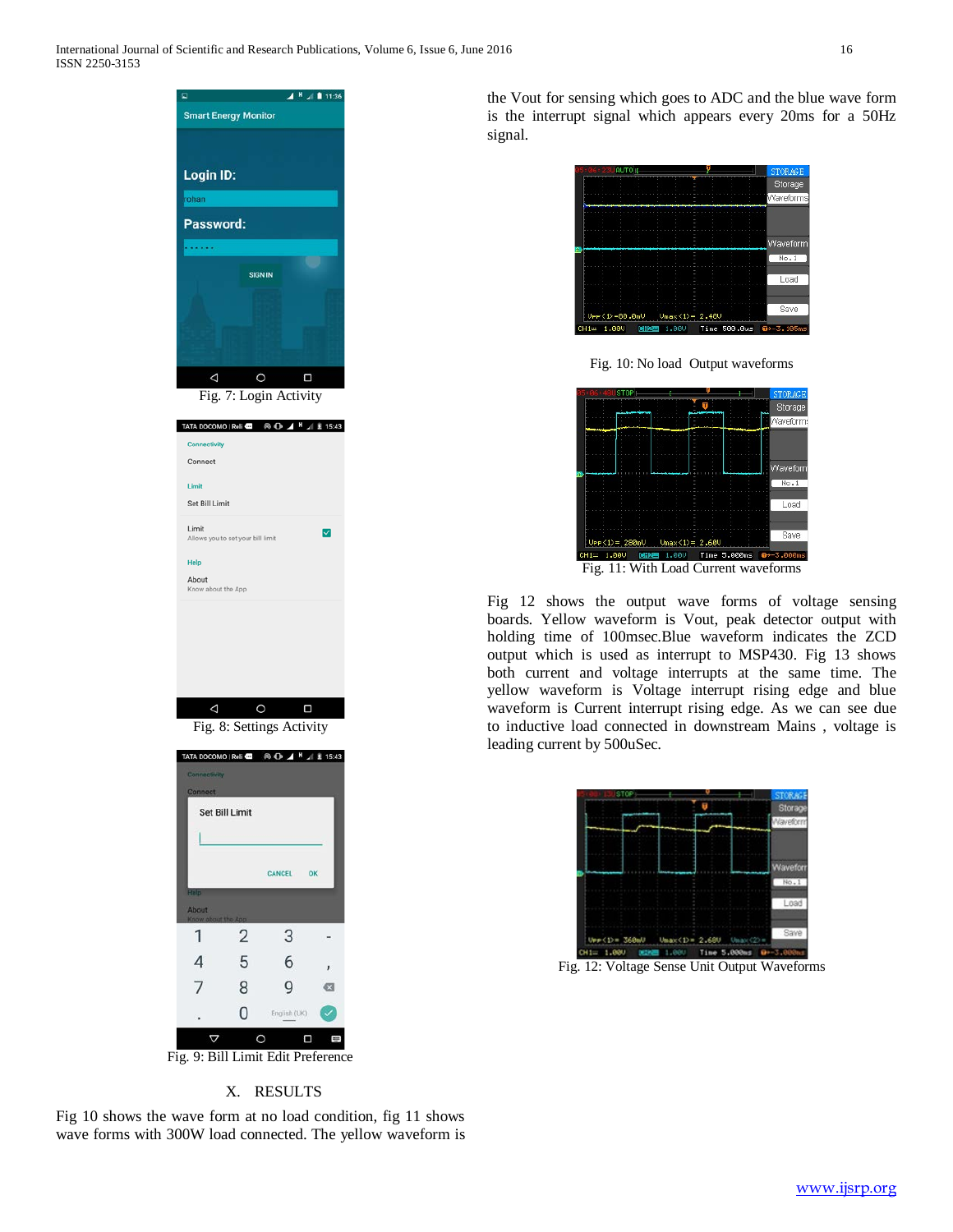Fig. 7: Login Activity

Fig. 8: Settings Activity

Fig. 9: Bill Limit Edit Preference

## X. RESULTS

Fig 10 shows the wave form at no load condition, fig 11 shows wave forms with 300W load connected. The yellow waveform is the Vout for sensing which goes to ADC and the blue wave form is the interrupt signal which appears every 20ms for a 50Hz signal.

Fig. 10: No load Output waveforms

Fig. 11: With Load Current waveforms

Fig 12 shows the output wave forms of voltage sensing boards. Yellow waveform is Vout, peak detector output with holding time of 100msec.Blue waveform indicates the ZCD output which is used as interrupt to MSP430. Fig 13 shows both current and voltage interrupts at the same time. The yellow waveform is Voltage interrupt rising edge and blue waveform is Current interrupt rising edge. As we can see due to inductive load connected in downstream Mains , voltage is leading current by 500uSec.

Fig. 12: Voltage Sense Unit Output Waveforms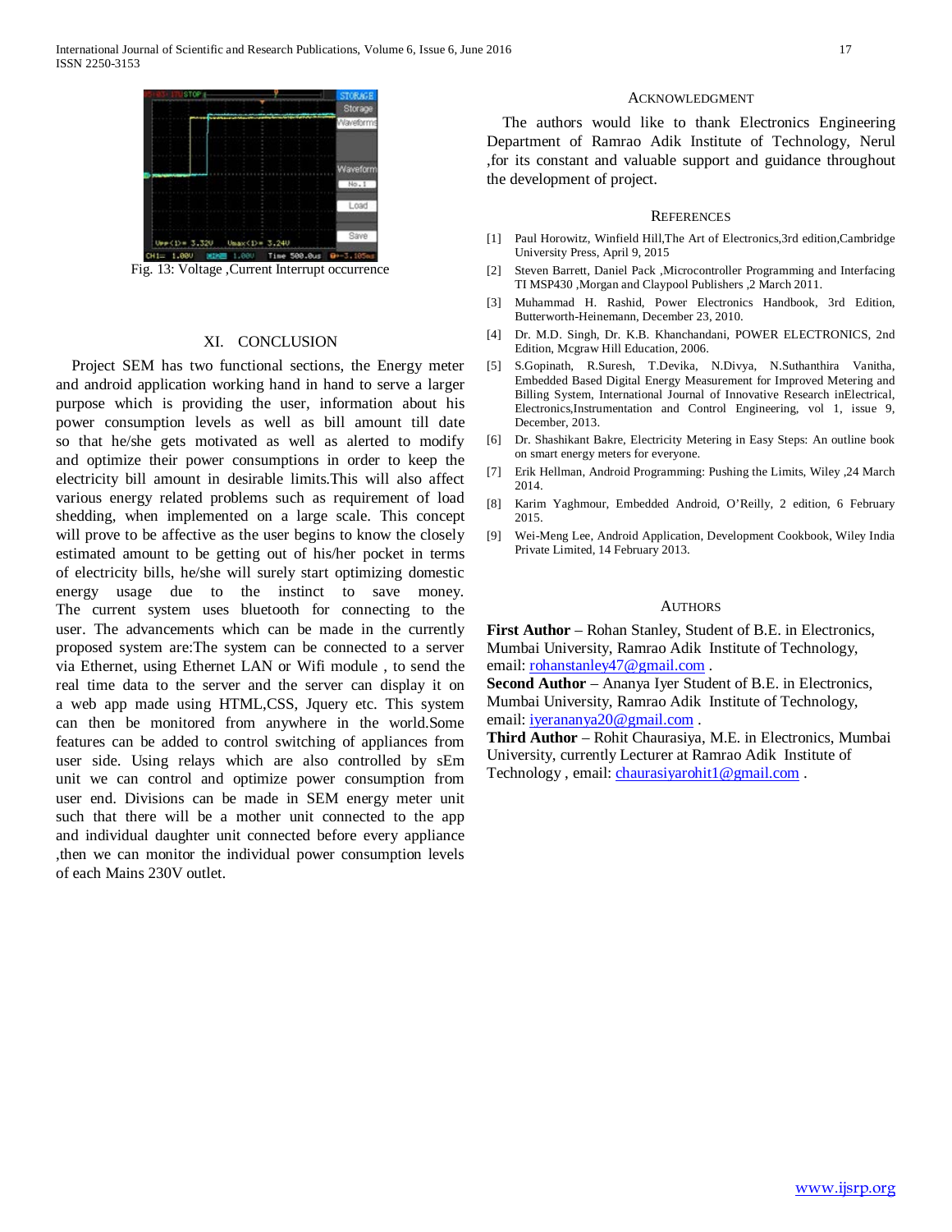Fig. 13: Voltage ,Current Interrupt occurrence

## XI. CONCLUSION

Project SEM has two functional sections, the Energy meter and android application working hand in hand to serve a larger purpose which is providing the user, information about his power consumption levels as well as bill amount till date so that he/she gets motivated as well as alerted to modify and optimize their power consumptions in order to keep the electricity bill amount in desirable limits.This will also affect various energy related problems such as requirement of load shedding, when implemented on a large scale. This concept will prove to be affective as the user begins to know the closely estimated amount to be getting out of his/her pocket in terms of electricity bills, he/she will surely start optimizing domestic energy usage due to the instinct to save money. The current system uses bluetooth for connecting to the user. The advancements which can be made in the currently proposed system are:The system can be connected to a server via Ethernet, using Ethernet LAN or Wifi module , to send the real time data to the server and the server can display it on a web app made using HTML,CSS, Jquery etc. This system can then be monitored from anywhere in the world.Some features can be added to control switching of appliances from user side. Using relays which are also controlled by sEm unit we can control and optimize power consumption from user end. Divisions can be made in SEM energy meter unit such that there will be a mother unit connected to the app and individual daughter unit connected before every appliance ,then we can monitor the individual power consumption levels of each Mains 230V outlet.

## ACKNOWLEDGMENT

The authors would like to thank Electronics Engineering Department of Ramrao Adik Institute of Technology, Nerul ,for its constant and valuable support and guidance throughout the development of project.

## REFERENCES

[1] Paul Horowitz, Winfield Hill,The Art of Electronics,3rd edition,Cambridge University Press, April 9, 2015

[2] Steven Barrett, Daniel Pack ,Microcontroller Programming and Interfacing TI MSP430 ,Morgan and Claypool Publishers ,2 March 2011.

[3] Muhammad H. Rashid, Power Electronics Handbook, 3rd Edition, Butterworth-Heinemann, December 23, 2010.

[4] Dr. M.D. Singh, Dr. K.B. Khanchandani, POWER ELECTRONICS, 2nd Edition, Mcgraw Hill Education, 2006.

[5] S.Gopinath, R.Suresh, T.Devika, N.Divya, N.Suthanthira Vanitha, Embedded Based Digital Energy Measurement for Improved Metering and Billing System, International Journal of Innovative Research inElectrical, Electronics,Instrumentation and Control Engineering, vol 1, issue 9, December, 2013.

[6] Dr. Shashikant Bakre, Electricity Metering in Easy Steps: An outline book on smart energy meters for everyone.

[7] Erik Hellman, Android Programming: Pushing the Limits, Wiley ,24 March 2014.

[8] Karim Yaghmour, Embedded Android, O'Reilly, 2 edition, 6 February 2015.

[9] Wei-Meng Lee, Android Application, Development Cookbook, Wiley India Private Limited, 14 February 2013.

## AUTHORS

**First Author** – Rohan Stanley, Student of B.E. in Electronics, Mumbai University, Ramrao Adik Institute of Technology, email: rohanstanley47@gmail.com .

**Second Author** – Ananya Iyer Student of B.E. in Electronics, Mumbai University, Ramrao Adik Institute of Technology, email: iyerananya20@gmail.com .

**Third Author** – Rohit Chaurasiya, M.E. in Electronics, Mumbai University, currently Lecturer at Ramrao Adik Institute of Technology , email: chaurasiyarohit1@gmail.com .